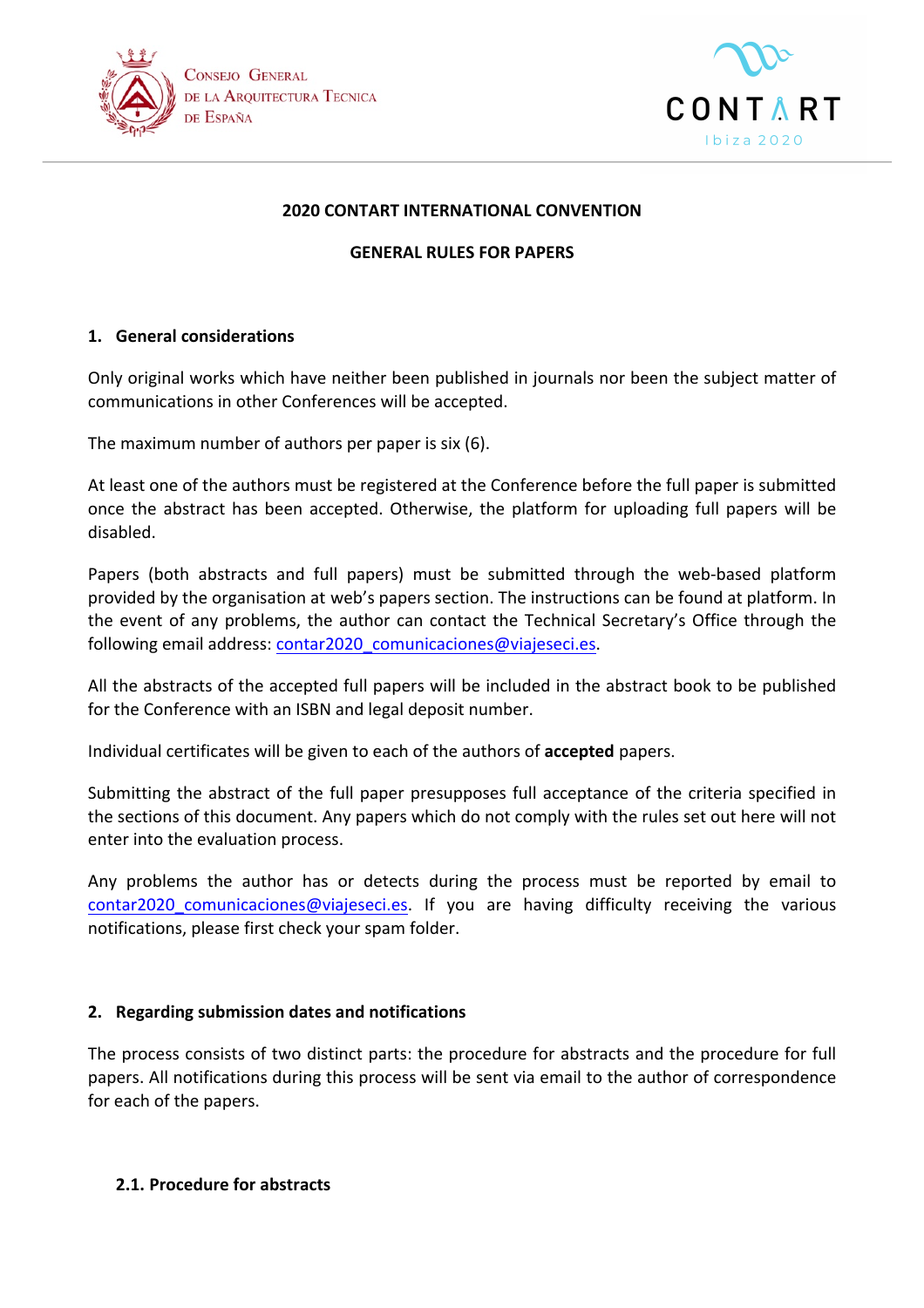**2020 CONTART INTERNATIONAL CONVENTION**

**GENERAL RULES FOR PAPERS**

## 1. General considerations

Only original works which have neither been published in journals nor been the subject matter of communications in other Conferences will be accepted.

The maximum number of authors per paper is six (6).

At least one of the authors must be registered at the Conference before the full paper is submitted once the abstract has been accepted. Otherwise, the platform for uploading full papers will be disabled.

Papers (both abstracts and full papers) must be submitted through the web-based platform provided by the organisation at web's papers section. The instructions can be found at platform. In the event of any problems, the author can contact the Technical Secretary's Office through the following email address: contar2020_comunicaciones@viajeseci.es.

All the abstracts of the accepted full papers will be included in the abstract book to be published for the Conference with an ISBN and legal deposit number.

Individual certificates will be given to each of the authors of **accepted** papers.

Submitting the abstract of the full paper presupposes full acceptance of the criteria specified in the sections of this document. Any papers which do not comply with the rules set out here will not enter into the evaluation process.

Any problems the author has or detects during the process must be reported by email to contar2020_comunicaciones@viajeseci.es. If you are having difficulty receiving the various notifications, please first check your spam folder.

## 2. Regarding submission dates and notifications

The process consists of two distinct parts: the procedure for abstracts and the procedure for full papers. All notifications during this process will be sent via email to the author of correspondence for each of the papers.

### 2.1. Procedure for abstracts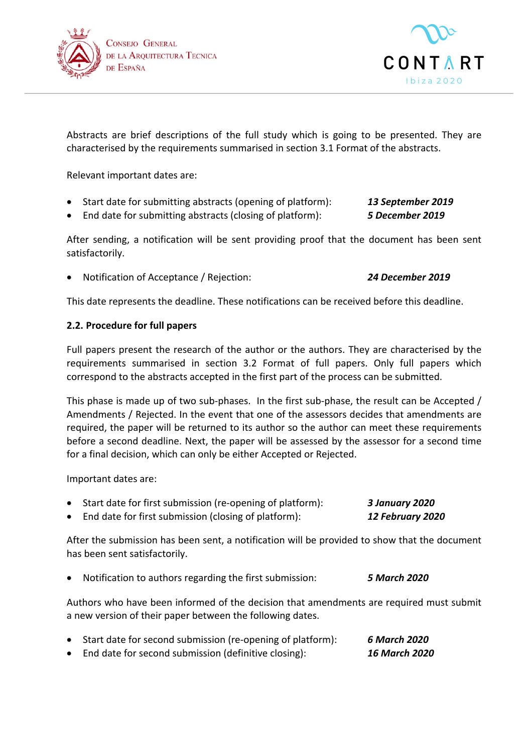Abstracts are brief descriptions of the full study which is going to be presented. They are characterised by the requirements summarised in section 3.1 Format of the abstracts.

Relevant important dates are:

- Start date for submitting abstracts (opening of platform): ***13 September 2019***
- End date for submitting abstracts (closing of platform): ***5 December 2019***

After sending, a notification will be sent providing proof that the document has been sent satisfactorily.

- Notification of Acceptance / Rejection: ***24 December 2019***

This date represents the deadline. These notifications can be received before this deadline.

**2.2. Procedure for full papers**

Full papers present the research of the author or the authors. They are characterised by the requirements summarised in section 3.2 Format of full papers. Only full papers which correspond to the abstracts accepted in the first part of the process can be submitted.

This phase is made up of two sub-phases. In the first sub-phase, the result can be Accepted / Amendments / Rejected. In the event that one of the assessors decides that amendments are required, the paper will be returned to its author so the author can meet these requirements before a second deadline. Next, the paper will be assessed by the assessor for a second time for a final decision, which can only be either Accepted or Rejected.

Important dates are:

- Start date for first submission (re-opening of platform): ***3 January 2020***
- End date for first submission (closing of platform): ***12 February 2020***

After the submission has been sent, a notification will be provided to show that the document has been sent satisfactorily.

- Notification to authors regarding the first submission: ***5 March 2020***

Authors who have been informed of the decision that amendments are required must submit a new version of their paper between the following dates.

- Start date for second submission (re-opening of platform): ***6 March 2020***
- End date for second submission (definitive closing): ***16 March 2020***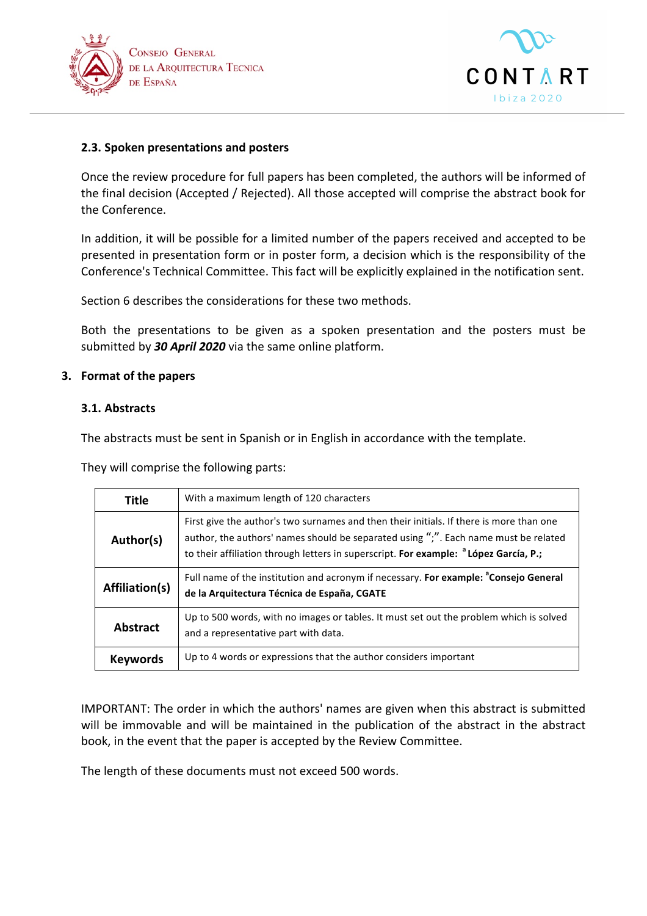### 2.3. Spoken presentations and posters

Once the review procedure for full papers has been completed, the authors will be informed of the final decision (Accepted / Rejected). All those accepted will comprise the abstract book for the Conference.

In addition, it will be possible for a limited number of the papers received and accepted to be presented in presentation form or in poster form, a decision which is the responsibility of the Conference's Technical Committee. This fact will be explicitly explained in the notification sent.

Section 6 describes the considerations for these two methods.

Both the presentations to be given as a spoken presentation and the posters must be submitted by ***30 April 2020*** via the same online platform.

## 3. Format of the papers

### 3.1. Abstracts

The abstracts must be sent in Spanish or in English in accordance with the template.

They will comprise the following parts:

| | |
|---|---|
| **Title** | With a maximum length of 120 characters |
| **Author(s)** | First give the author's two surnames and then their initials. If there is more than one author, the authors' names should be separated using ";". Each name must be related to their affiliation through letters in superscript. **For example: [a] López García, P.;** |
| **Affiliation(s)** | Full name of the institution and acronym if necessary. **For example: [a]Consejo General de la Arquitectura Técnica de España, CGATE** |
| **Abstract** | Up to 500 words, with no images or tables. It must set out the problem which is solved and a representative part with data. |
| **Keywords** | Up to 4 words or expressions that the author considers important |

IMPORTANT: The order in which the authors' names are given when this abstract is submitted will be immovable and will be maintained in the publication of the abstract in the abstract book, in the event that the paper is accepted by the Review Committee.

The length of these documents must not exceed 500 words.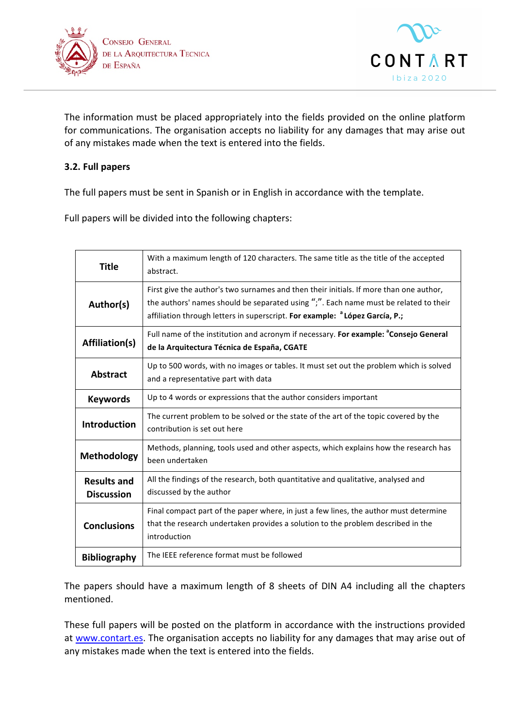The information must be placed appropriately into the fields provided on the online platform for communications. The organisation accepts no liability for any damages that may arise out of any mistakes made when the text is entered into the fields.

### 3.2. Full papers

The full papers must be sent in Spanish or in English in accordance with the template.

Full papers will be divided into the following chapters:

| | |
|---|---|
| **Title** | With a maximum length of 120 characters. The same title as the title of the accepted abstract. |
| **Author(s)** | First give the author's two surnames and then their initials. If more than one author, the authors' names should be separated using ";". Each name must be related to their affiliation through letters in superscript. **For example: [a] López García, P.;** |
| **Affiliation(s)** | Full name of the institution and acronym if necessary. **For example: [a]Consejo General de la Arquitectura Técnica de España, CGATE** |
| **Abstract** | Up to 500 words, with no images or tables. It must set out the problem which is solved and a representative part with data |
| **Keywords** | Up to 4 words or expressions that the author considers important |
| **Introduction** | The current problem to be solved or the state of the art of the topic covered by the contribution is set out here |
| **Methodology** | Methods, planning, tools used and other aspects, which explains how the research has been undertaken |
| **Results and Discussion** | All the findings of the research, both quantitative and qualitative, analysed and discussed by the author |
| **Conclusions** | Final compact part of the paper where, in just a few lines, the author must determine that the research undertaken provides a solution to the problem described in the introduction |
| **Bibliography** | The IEEE reference format must be followed |

The papers should have a maximum length of 8 sheets of DIN A4 including all the chapters mentioned.

These full papers will be posted on the platform in accordance with the instructions provided at www.contart.es. The organisation accepts no liability for any damages that may arise out of any mistakes made when the text is entered into the fields.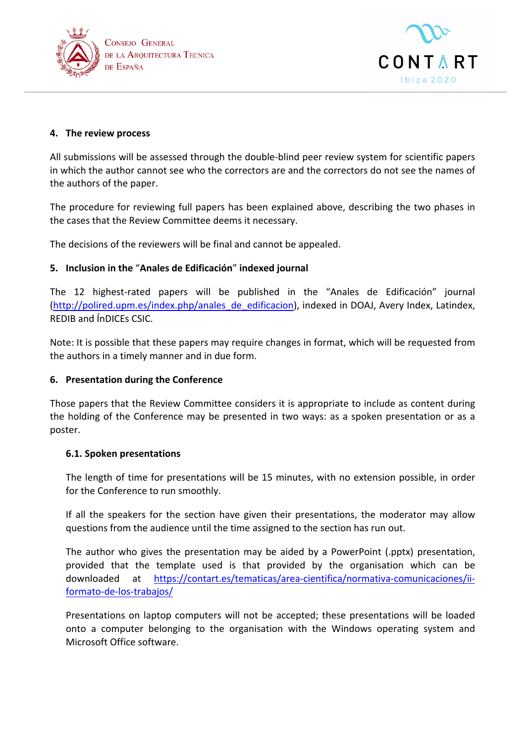## 4. The review process

All submissions will be assessed through the double-blind peer review system for scientific papers in which the author cannot see who the correctors are and the correctors do not see the names of the authors of the paper.

The procedure for reviewing full papers has been explained above, describing the two phases in the cases that the Review Committee deems it necessary.

The decisions of the reviewers will be final and cannot be appealed.

## 5. Inclusion in the "Anales de Edificación" indexed journal

The 12 highest-rated papers will be published in the "Anales de Edificación" journal (http://polired.upm.es/index.php/anales_de_edificacion), indexed in DOAJ, Avery Index, Latindex, REDIB and ÍnDICEs CSIC.

Note: It is possible that these papers may require changes in format, which will be requested from the authors in a timely manner and in due form.

## 6. Presentation during the Conference

Those papers that the Review Committee considers it is appropriate to include as content during the holding of the Conference may be presented in two ways: as a spoken presentation or as a poster.

### 6.1. Spoken presentations

The length of time for presentations will be 15 minutes, with no extension possible, in order for the Conference to run smoothly.

If all the speakers for the section have given their presentations, the moderator may allow questions from the audience until the time assigned to the section has run out.

The author who gives the presentation may be aided by a PowerPoint (.pptx) presentation, provided that the template used is that provided by the organisation which can be downloaded at https://contart.es/tematicas/area-cientifica/normativa-comunicaciones/ii-formato-de-los-trabajos/

Presentations on laptop computers will not be accepted; these presentations will be loaded onto a computer belonging to the organisation with the Windows operating system and Microsoft Office software.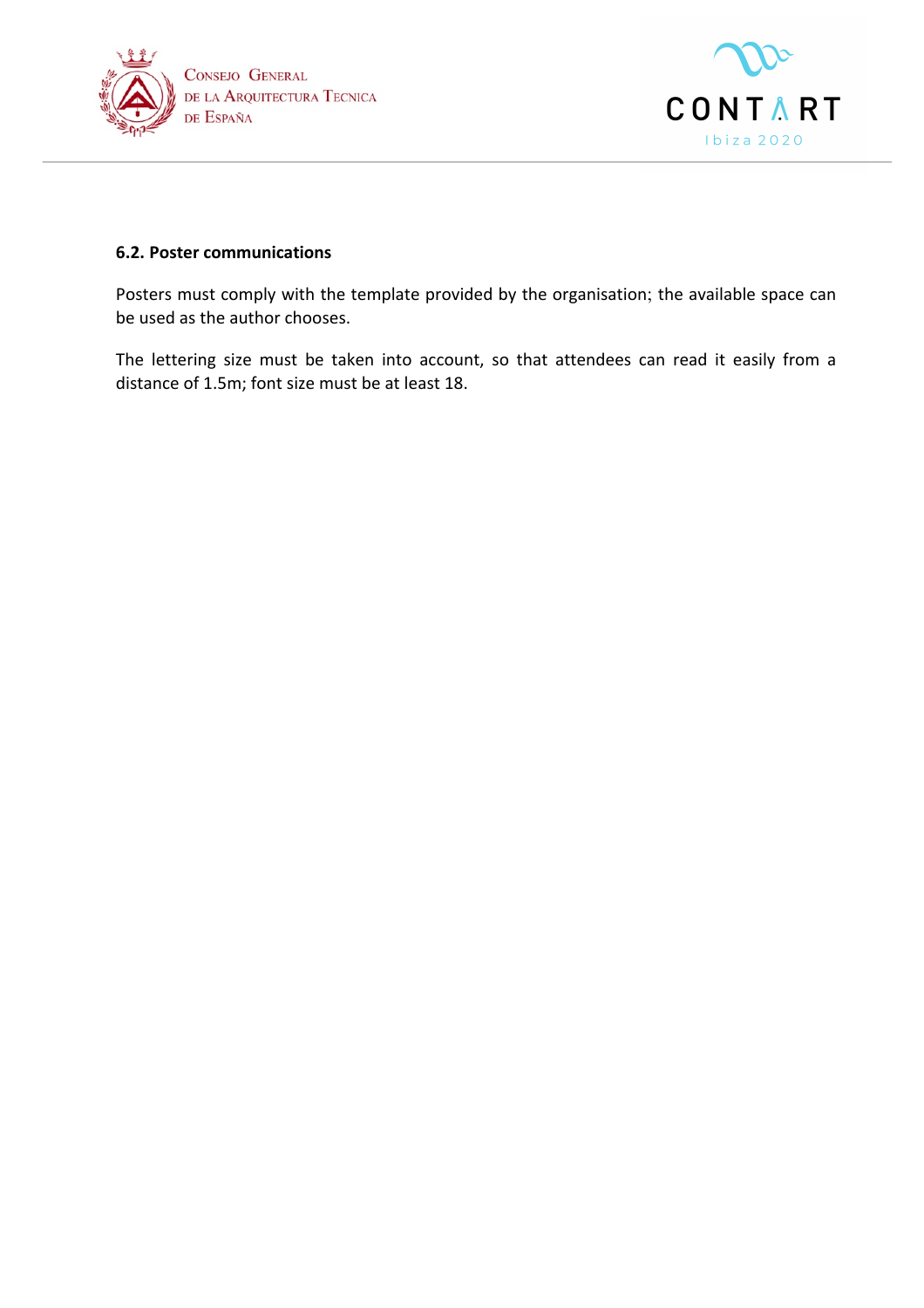### 6.2. Poster communications

Posters must comply with the template provided by the organisation; the available space can be used as the author chooses.

The lettering size must be taken into account, so that attendees can read it easily from a distance of 1.5m; font size must be at least 18.